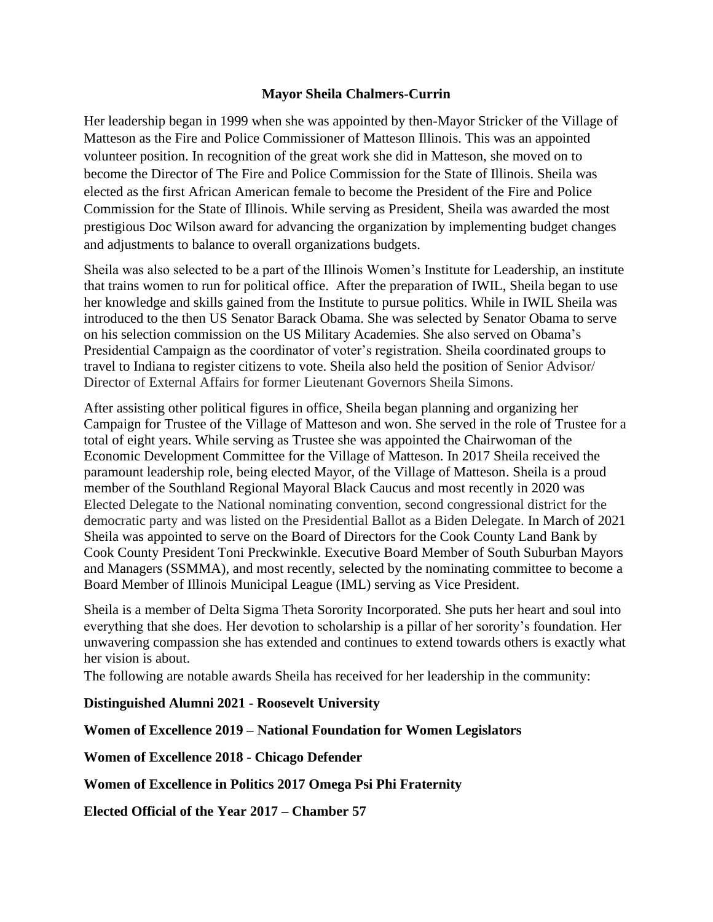**Mayor Sheila Chalmers-Currin**

Her leadership began in 1999 when she was appointed by then-Mayor Stricker of the Village of Matteson as the Fire and Police Commissioner of Matteson Illinois. This was an appointed volunteer position. In recognition of the great work she did in Matteson, she moved on to become the Director of The Fire and Police Commission for the State of Illinois. Sheila was elected as the first African American female to become the President of the Fire and Police Commission for the State of Illinois. While serving as President, Sheila was awarded the most prestigious Doc Wilson award for advancing the organization by implementing budget changes and adjustments to balance to overall organizations budgets.

Sheila was also selected to be a part of the Illinois Women's Institute for Leadership, an institute that trains women to run for political office. After the preparation of IWIL, Sheila began to use her knowledge and skills gained from the Institute to pursue politics. While in IWIL Sheila was introduced to the then US Senator Barack Obama. She was selected by Senator Obama to serve on his selection commission on the US Military Academies. She also served on Obama's Presidential Campaign as the coordinator of voter's registration. Sheila coordinated groups to travel to Indiana to register citizens to vote. Sheila also held the position of Senior Advisor/ Director of External Affairs for former Lieutenant Governors Sheila Simons.

After assisting other political figures in office, Sheila began planning and organizing her Campaign for Trustee of the Village of Matteson and won. She served in the role of Trustee for a total of eight years. While serving as Trustee she was appointed the Chairwoman of the Economic Development Committee for the Village of Matteson. In 2017 Sheila received the paramount leadership role, being elected Mayor, of the Village of Matteson. Sheila is a proud member of the Southland Regional Mayoral Black Caucus and most recently in 2020 was Elected Delegate to the National nominating convention, second congressional district for the democratic party and was listed on the Presidential Ballot as a Biden Delegate. In March of 2021 Sheila was appointed to serve on the Board of Directors for the Cook County Land Bank by Cook County President Toni Preckwinkle. Executive Board Member of South Suburban Mayors and Managers (SSMMA), and most recently, selected by the nominating committee to become a Board Member of Illinois Municipal League (IML) serving as Vice President.

Sheila is a member of Delta Sigma Theta Sorority Incorporated. She puts her heart and soul into everything that she does. Her devotion to scholarship is a pillar of her sorority's foundation. Her unwavering compassion she has extended and continues to extend towards others is exactly what her vision is about.

The following are notable awards Sheila has received for her leadership in the community:

**Distinguished Alumni 2021 - Roosevelt University**

**Women of Excellence 2019 – National Foundation for Women Legislators**

**Women of Excellence 2018 - Chicago Defender**

**Women of Excellence in Politics 2017 Omega Psi Phi Fraternity**

**Elected Official of the Year 2017 – Chamber 57**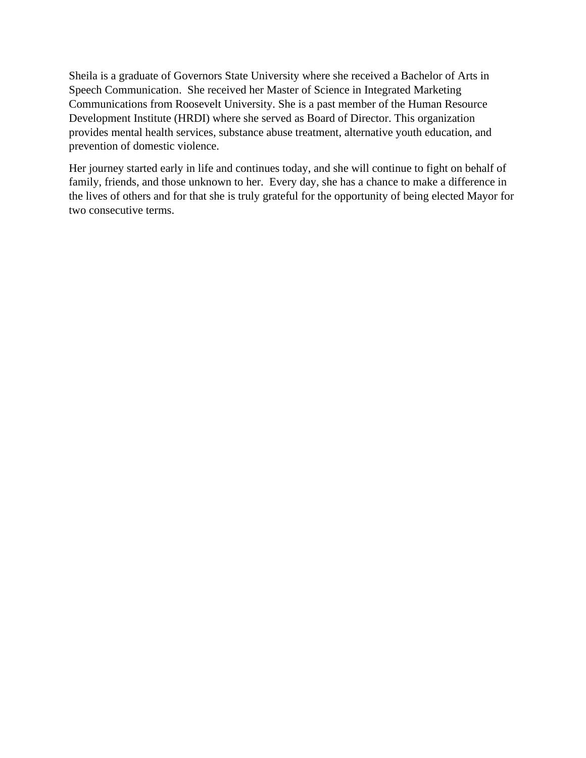Sheila is a graduate of Governors State University where she received a Bachelor of Arts in Speech Communication. She received her Master of Science in Integrated Marketing Communications from Roosevelt University. She is a past member of the Human Resource Development Institute (HRDI) where she served as Board of Director. This organization provides mental health services, substance abuse treatment, alternative youth education, and prevention of domestic violence.

Her journey started early in life and continues today, and she will continue to fight on behalf of family, friends, and those unknown to her. Every day, she has a chance to make a difference in the lives of others and for that she is truly grateful for the opportunity of being elected Mayor for two consecutive terms.